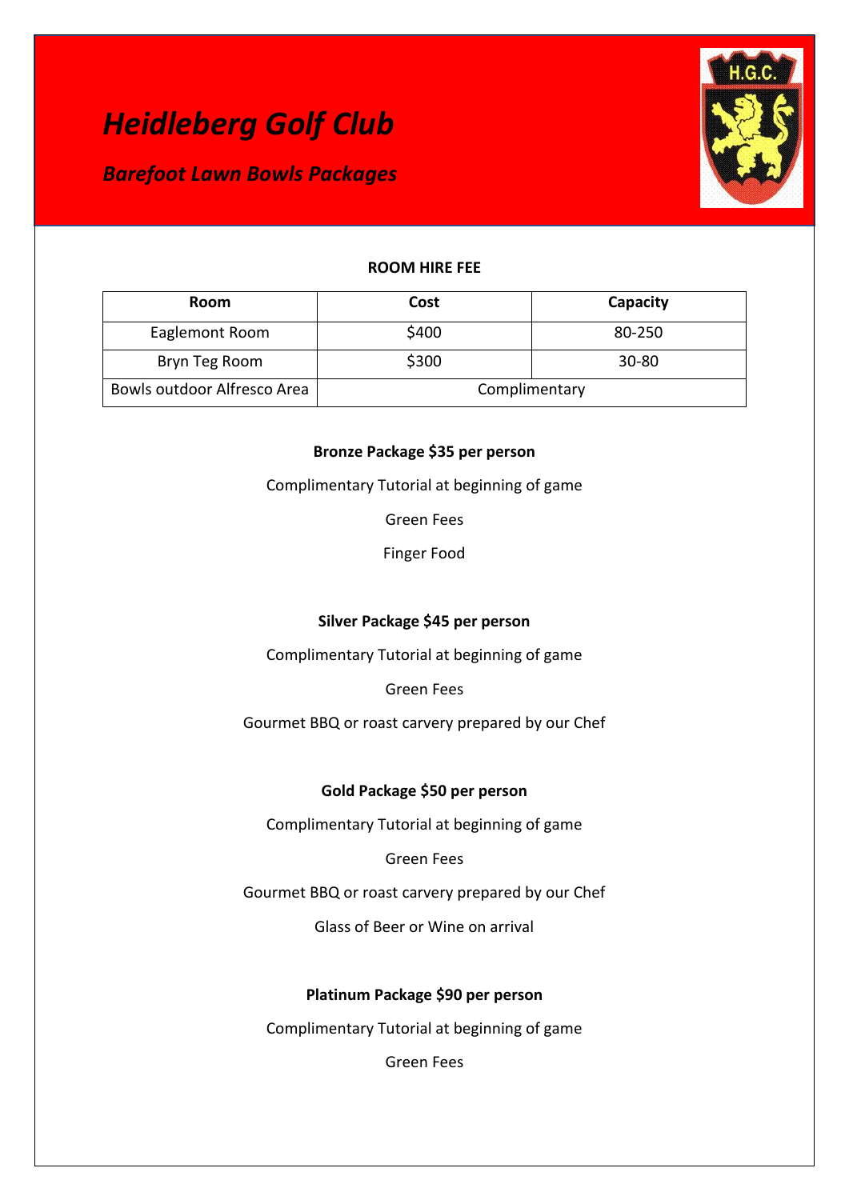# *Heidleberg Golf Club*

## *Barefoot Lawn Bowls Packages*

**ROOM HIRE FEE**

| Room | Cost | Capacity |
|---|---|---|
| Eaglemont Room | $400 | 80-250 |
| Bryn Teg Room | $300 | 30-80 |
| Bowls outdoor Alfresco Area | Complimentary | |

**Bronze Package $35 per person**

Complimentary Tutorial at beginning of game

Green Fees

Finger Food

**Silver Package $45 per person**

Complimentary Tutorial at beginning of game

Green Fees

Gourmet BBQ or roast carvery prepared by our Chef

**Gold Package $50 per person**

Complimentary Tutorial at beginning of game

Green Fees

Gourmet BBQ or roast carvery prepared by our Chef

Glass of Beer or Wine on arrival

**Platinum Package $90 per person**

Complimentary Tutorial at beginning of game

Green Fees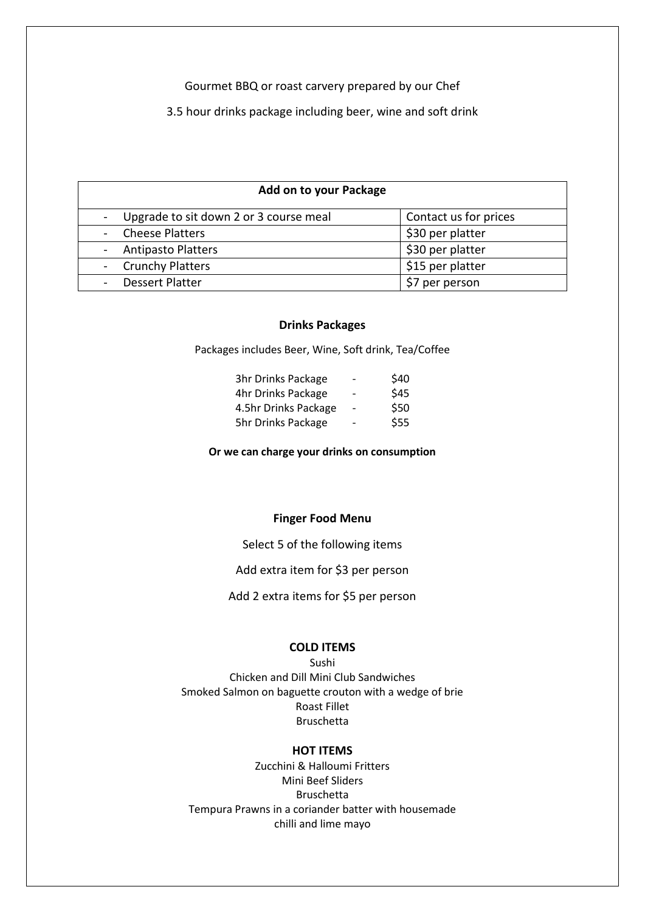Gourmet BBQ or roast carvery prepared by our Chef

3.5 hour drinks package including beer, wine and soft drink

| Add on to your Package | |
| --- | --- |
| - Upgrade to sit down 2 or 3 course meal | Contact us for prices |
| - Cheese Platters | $30 per platter |
| - Antipasto Platters | $30 per platter |
| - Crunchy Platters | $15 per platter |
| - Dessert Platter | $7 per person |

### Drinks Packages

Packages includes Beer, Wine, Soft drink, Tea/Coffee

3hr Drinks Package - $40
4hr Drinks Package - $45
4.5hr Drinks Package - $50
5hr Drinks Package - $55

**Or we can charge your drinks on consumption**

### Finger Food Menu

Select 5 of the following items

Add extra item for $3 per person

Add 2 extra items for $5 per person

#### COLD ITEMS

Sushi
Chicken and Dill Mini Club Sandwiches
Smoked Salmon on baguette crouton with a wedge of brie
Roast Fillet
Bruschetta

#### HOT ITEMS

Zucchini & Halloumi Fritters
Mini Beef Sliders
Bruschetta
Tempura Prawns in a coriander batter with housemade chilli and lime mayo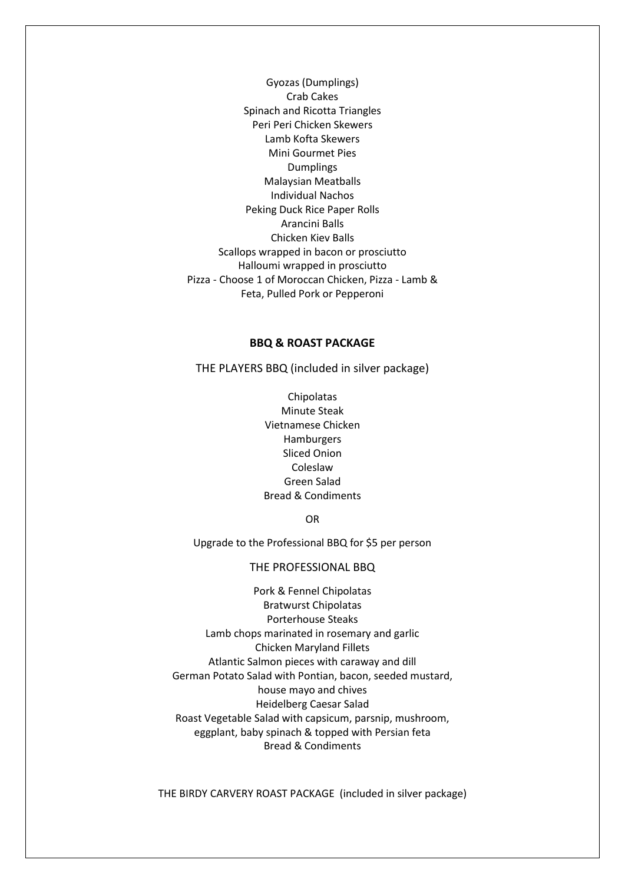Gyozas (Dumplings)
Crab Cakes
Spinach and Ricotta Triangles
Peri Peri Chicken Skewers
Lamb Kofta Skewers
Mini Gourmet Pies
Dumplings
Malaysian Meatballs
Individual Nachos
Peking Duck Rice Paper Rolls
Arancini Balls
Chicken Kiev Balls
Scallops wrapped in bacon or prosciutto
Halloumi wrapped in prosciutto
Pizza - Choose 1 of Moroccan Chicken, Pizza - Lamb & Feta, Pulled Pork or Pepperoni

**BBQ & ROAST PACKAGE**

THE PLAYERS BBQ (included in silver package)

Chipolatas
Minute Steak
Vietnamese Chicken
Hamburgers
Sliced Onion
Coleslaw
Green Salad
Bread & Condiments

OR

Upgrade to the Professional BBQ for $5 per person

THE PROFESSIONAL BBQ

Pork & Fennel Chipolatas
Bratwurst Chipolatas
Porterhouse Steaks
Lamb chops marinated in rosemary and garlic
Chicken Maryland Fillets
Atlantic Salmon pieces with caraway and dill
German Potato Salad with Pontian, bacon, seeded mustard, house mayo and chives
Heidelberg Caesar Salad
Roast Vegetable Salad with capsicum, parsnip, mushroom, eggplant, baby spinach & topped with Persian feta
Bread & Condiments

THE BIRDY CARVERY ROAST PACKAGE (included in silver package)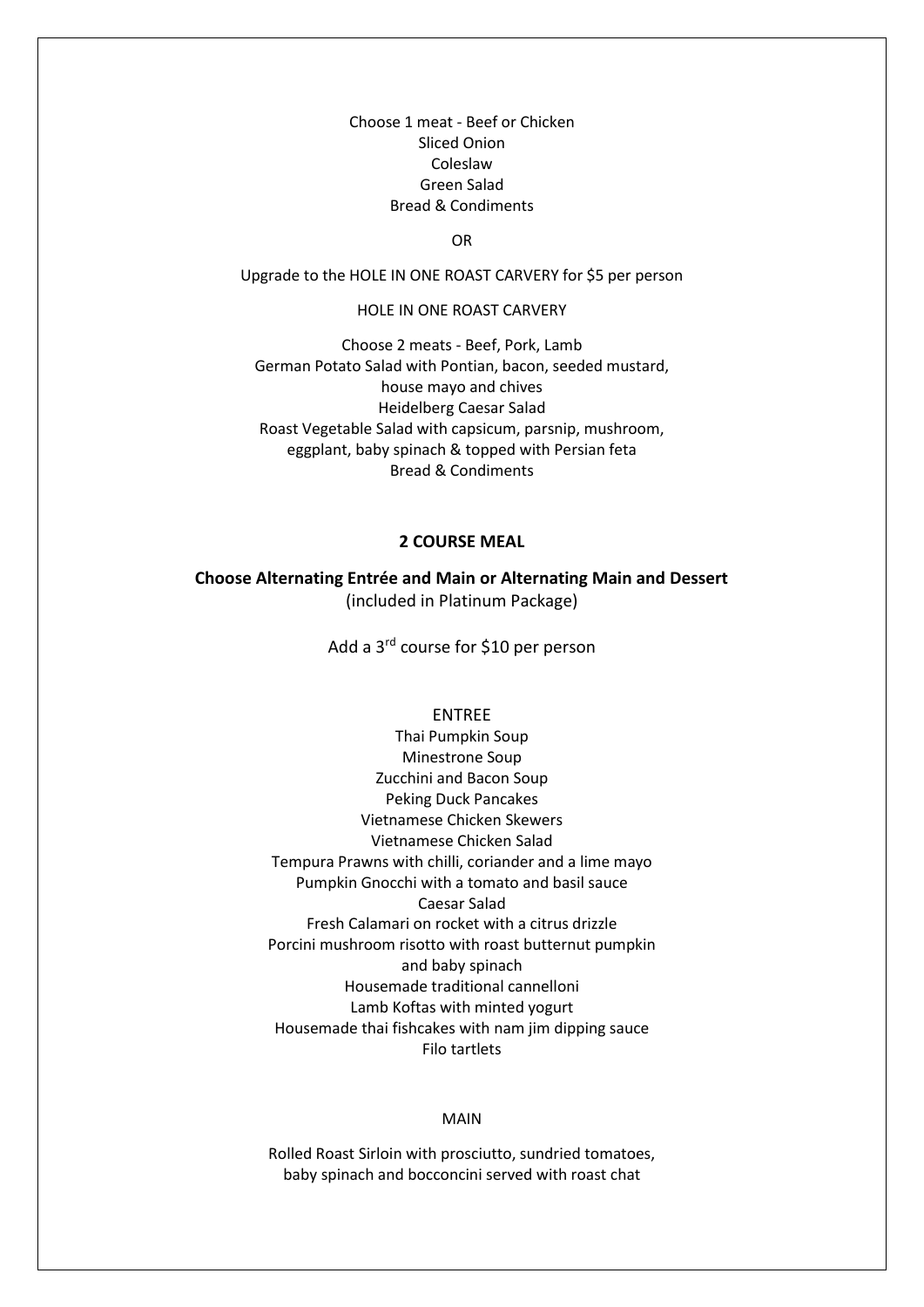Choose 1 meat - Beef or Chicken
Sliced Onion
Coleslaw
Green Salad
Bread & Condiments

OR

Upgrade to the HOLE IN ONE ROAST CARVERY for $5 per person

HOLE IN ONE ROAST CARVERY

Choose 2 meats - Beef, Pork, Lamb
German Potato Salad with Pontian, bacon, seeded mustard, house mayo and chives
Heidelberg Caesar Salad
Roast Vegetable Salad with capsicum, parsnip, mushroom, eggplant, baby spinach & topped with Persian feta
Bread & Condiments

## 2 COURSE MEAL

**Choose Alternating Entrée and Main or Alternating Main and Dessert**
(included in Platinum Package)

Add a 3rd course for $10 per person

ENTREE

Thai Pumpkin Soup
Minestrone Soup
Zucchini and Bacon Soup
Peking Duck Pancakes
Vietnamese Chicken Skewers
Vietnamese Chicken Salad
Tempura Prawns with chilli, coriander and a lime mayo
Pumpkin Gnocchi with a tomato and basil sauce
Caesar Salad
Fresh Calamari on rocket with a citrus drizzle
Porcini mushroom risotto with roast butternut pumpkin and baby spinach
Housemade traditional cannelloni
Lamb Koftas with minted yogurt
Housemade thai fishcakes with nam jim dipping sauce
Filo tartlets

MAIN

Rolled Roast Sirloin with prosciutto, sundried tomatoes, baby spinach and bocconcini served with roast chat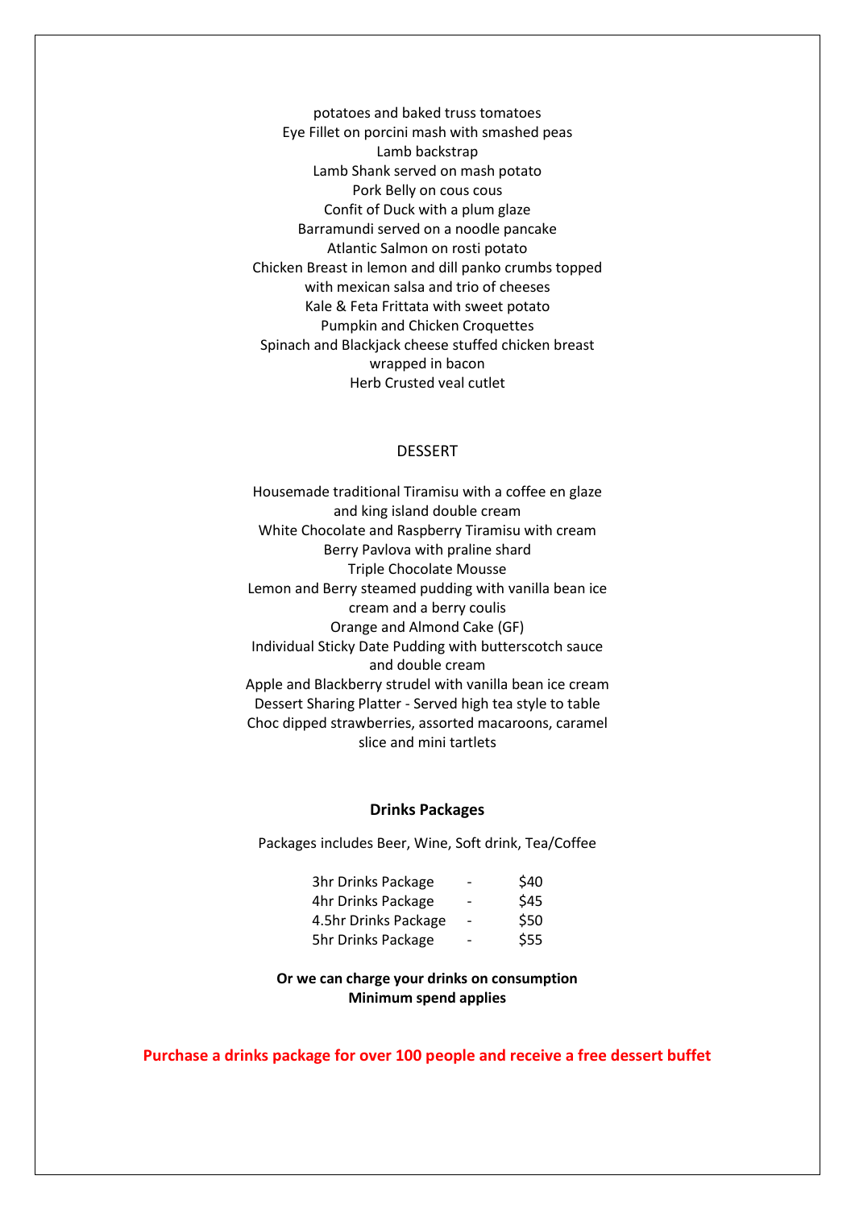potatoes and baked truss tomatoes
Eye Fillet on porcini mash with smashed peas
Lamb backstrap
Lamb Shank served on mash potato
Pork Belly on cous cous
Confit of Duck with a plum glaze
Barramundi served on a noodle pancake
Atlantic Salmon on rosti potato
Chicken Breast in lemon and dill panko crumbs topped with mexican salsa and trio of cheeses
Kale & Feta Frittata with sweet potato
Pumpkin and Chicken Croquettes
Spinach and Blackjack cheese stuffed chicken breast wrapped in bacon
Herb Crusted veal cutlet

## DESSERT

Housemade traditional Tiramisu with a coffee en glaze and king island double cream
White Chocolate and Raspberry Tiramisu with cream
Berry Pavlova with praline shard
Triple Chocolate Mousse
Lemon and Berry steamed pudding with vanilla bean ice cream and a berry coulis
Orange and Almond Cake (GF)
Individual Sticky Date Pudding with butterscotch sauce and double cream
Apple and Blackberry strudel with vanilla bean ice cream
Dessert Sharing Platter - Served high tea style to table
Choc dipped strawberries, assorted macaroons, caramel slice and mini tartlets

## **Drinks Packages**

Packages includes Beer, Wine, Soft drink, Tea/Coffee

| | | |
|---|---|---|
| 3hr Drinks Package | - | $40 |
| 4hr Drinks Package | - | $45 |
| 4.5hr Drinks Package | - | $50 |
| 5hr Drinks Package | - | $55 |

**Or we can charge your drinks on consumption**
**Minimum spend applies**

**Purchase a drinks package for over 100 people and receive a free dessert buffet**